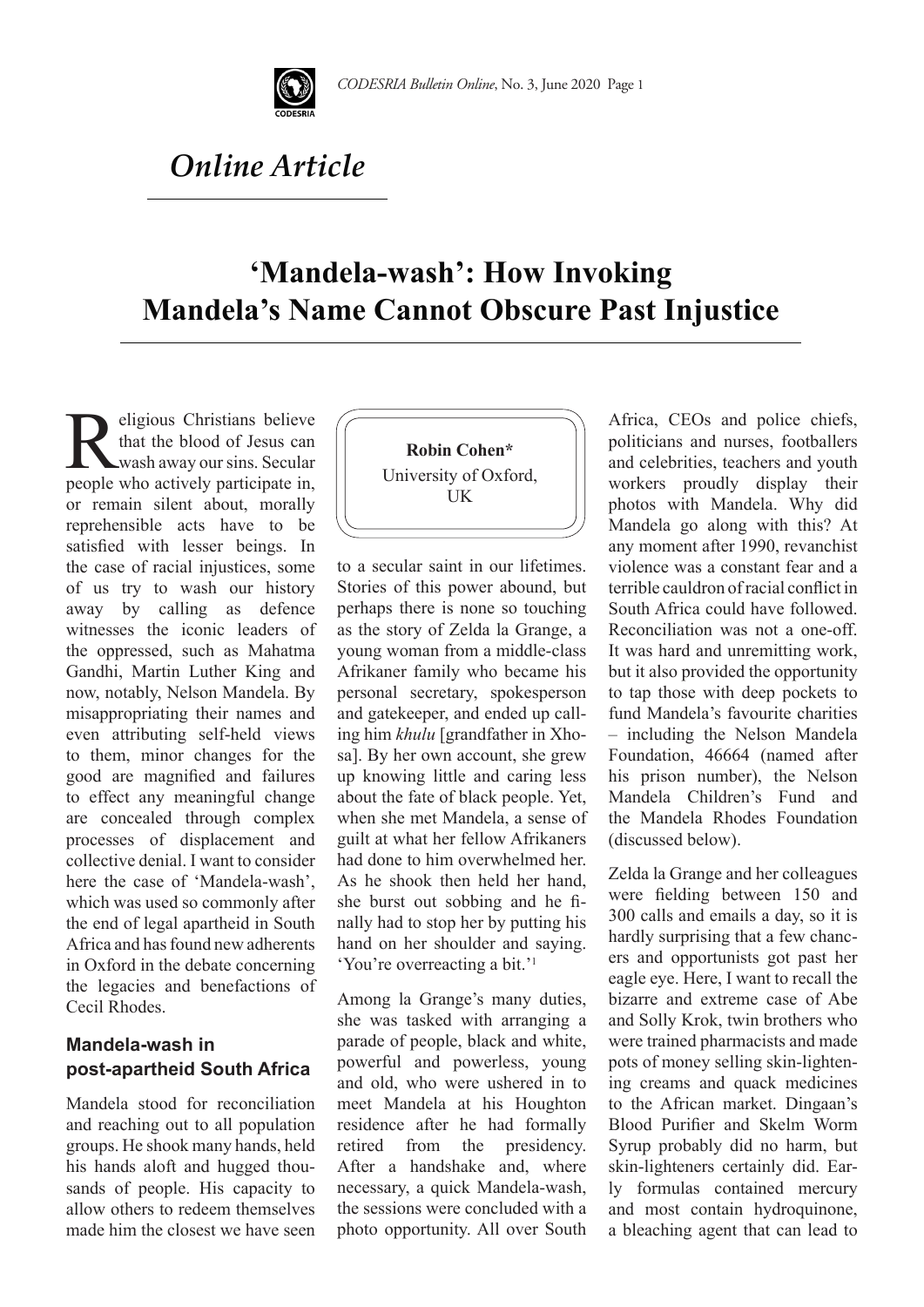*Online Article*

# 'Mandela-wash': How Invoking Mandela's Name Cannot Obscure Past Injustice

**Robin Cohen***
University of Oxford, UK

Religious Christians believe that the blood of Jesus can wash away our sins. Secular people who actively participate in, or remain silent about, morally reprehensible acts have to be satisfied with lesser beings. In the case of racial injustices, some of us try to wash our history away by calling as defence witnesses the iconic leaders of the oppressed, such as Mahatma Gandhi, Martin Luther King and now, notably, Nelson Mandela. By misappropriating their names and even attributing self-held views to them, minor changes for the good are magnified and failures to effect any meaningful change are concealed through complex processes of displacement and collective denial. I want to consider here the case of 'Mandela-wash', which was used so commonly after the end of legal apartheid in South Africa and has found new adherents in Oxford in the debate concerning the legacies and benefactions of Cecil Rhodes.

## Mandela-wash in post-apartheid South Africa

Mandela stood for reconciliation and reaching out to all population groups. He shook many hands, held his hands aloft and hugged thousands of people. His capacity to allow others to redeem themselves made him the closest we have seen to a secular saint in our lifetimes. Stories of this power abound, but perhaps there is none so touching as the story of Zelda la Grange, a young woman from a middle-class Afrikaner family who became his personal secretary, spokesperson and gatekeeper, and ended up calling him *khulu* [grandfather in Xhosa]. By her own account, she grew up knowing little and caring less about the fate of black people. Yet, when she met Mandela, a sense of guilt at what her fellow Afrikaners had done to him overwhelmed her. As he shook then held her hand, she burst out sobbing and he finally had to stop her by putting his hand on her shoulder and saying. 'You're overreacting a bit.'[1]

Among la Grange's many duties, she was tasked with arranging a parade of people, black and white, powerful and powerless, young and old, who were ushered in to meet Mandela at his Houghton residence after he had formally retired from the presidency. After a handshake and, where necessary, a quick Mandela-wash, the sessions were concluded with a photo opportunity. All over South Africa, CEOs and police chiefs, politicians and nurses, footballers and celebrities, teachers and youth workers proudly display their photos with Mandela. Why did Mandela go along with this? At any moment after 1990, revanchist violence was a constant fear and a terrible cauldron of racial conflict in South Africa could have followed. Reconciliation was not a one-off. It was hard and unremitting work, but it also provided the opportunity to tap those with deep pockets to fund Mandela's favourite charities – including the Nelson Mandela Foundation, 46664 (named after his prison number), the Nelson Mandela Children's Fund and the Mandela Rhodes Foundation (discussed below).

Zelda la Grange and her colleagues were fielding between 150 and 300 calls and emails a day, so it is hardly surprising that a few chancers and opportunists got past her eagle eye. Here, I want to recall the bizarre and extreme case of Abe and Solly Krok, twin brothers who were trained pharmacists and made pots of money selling skin-lightening creams and quack medicines to the African market. Dingaan's Blood Purifier and Skelm Worm Syrup probably did no harm, but skin-lighteners certainly did. Early formulas contained mercury and most contain hydroquinone, a bleaching agent that can lead to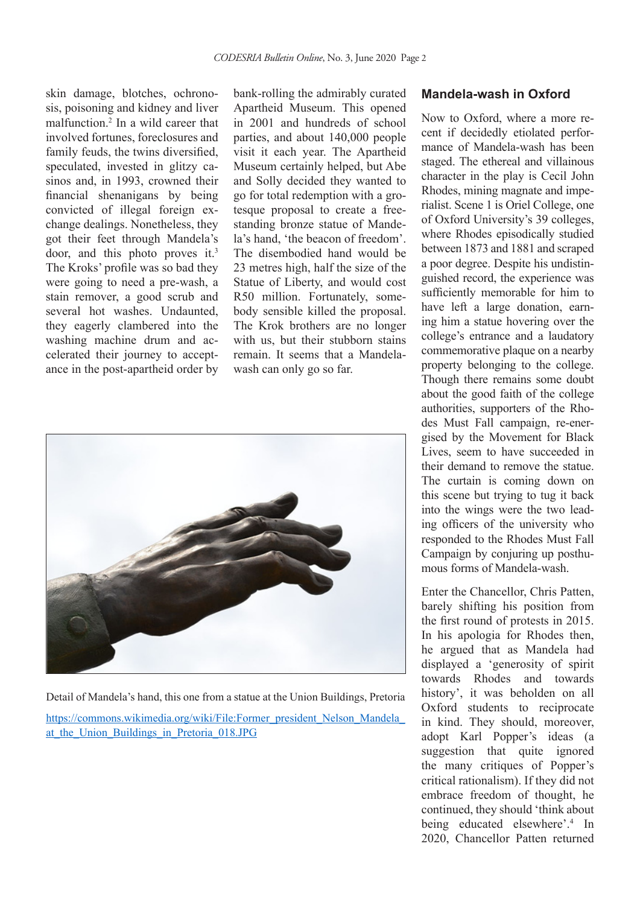skin damage, blotches, ochronosis, poisoning and kidney and liver malfunction.[2] In a wild career that involved fortunes, foreclosures and family feuds, the twins diversified, speculated, invested in glitzy casinos and, in 1993, crowned their financial shenanigans by being convicted of illegal foreign exchange dealings. Nonetheless, they got their feet through Mandela's door, and this photo proves it.[3] The Kroks' profile was so bad they were going to need a pre-wash, a stain remover, a good scrub and several hot washes. Undaunted, they eagerly clambered into the washing machine drum and accelerated their journey to acceptance in the post-apartheid order by bank-rolling the admirably curated Apartheid Museum. This opened in 2001 and hundreds of school parties, and about 140,000 people visit it each year. The Apartheid Museum certainly helped, but Abe and Solly decided they wanted to go for total redemption with a grotesque proposal to create a freestanding bronze statue of Mandela's hand, 'the beacon of freedom'. The disembodied hand would be 23 metres high, half the size of the Statue of Liberty, and would cost R50 million. Fortunately, somebody sensible killed the proposal. The Krok brothers are no longer with us, but their stubborn stains remain. It seems that a Mandela-wash can only go so far.

Detail of Mandela's hand, this one from a statue at the Union Buildings, Pretoria

https://commons.wikimedia.org/wiki/File:Former_president_Nelson_Mandela_at_the_Union_Buildings_in_Pretoria_018.JPG

## Mandela-wash in Oxford

Now to Oxford, where a more recent if decidedly etiolated performance of Mandela-wash has been staged. The ethereal and villainous character in the play is Cecil John Rhodes, mining magnate and imperialist. Scene 1 is Oriel College, one of Oxford University's 39 colleges, where Rhodes episodically studied between 1873 and 1881 and scraped a poor degree. Despite his undistinguished record, the experience was sufficiently memorable for him to have left a large donation, earning him a statue hovering over the college's entrance and a laudatory commemorative plaque on a nearby property belonging to the college. Though there remains some doubt about the good faith of the college authorities, supporters of the Rhodes Must Fall campaign, re-energised by the Movement for Black Lives, seem to have succeeded in their demand to remove the statue. The curtain is coming down on this scene but trying to tug it back into the wings were the two leading officers of the university who responded to the Rhodes Must Fall Campaign by conjuring up posthumous forms of Mandela-wash.

Enter the Chancellor, Chris Patten, barely shifting his position from the first round of protests in 2015. In his apologia for Rhodes then, he argued that as Mandela had displayed a 'generosity of spirit towards Rhodes and towards history', it was beholden on all Oxford students to reciprocate in kind. They should, moreover, adopt Karl Popper's ideas (a suggestion that quite ignored the many critiques of Popper's critical rationalism). If they did not embrace freedom of thought, he continued, they should 'think about being educated elsewhere'.[4] In 2020, Chancellor Patten returned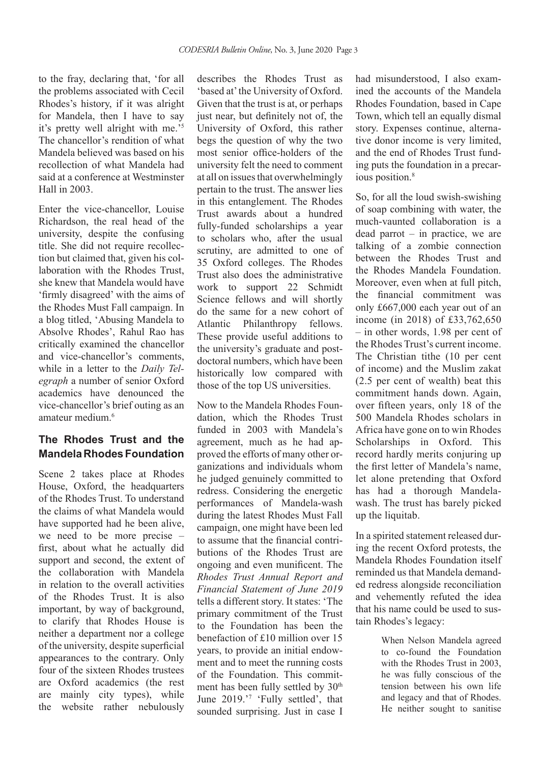to the fray, declaring that, 'for all the problems associated with Cecil Rhodes's history, if it was alright for Mandela, then I have to say it's pretty well alright with me.'[5] The chancellor's rendition of what Mandela believed was based on his recollection of what Mandela had said at a conference at Westminster Hall in 2003.

Enter the vice-chancellor, Louise Richardson, the real head of the university, despite the confusing title. She did not require recollection but claimed that, given his collaboration with the Rhodes Trust, she knew that Mandela would have 'firmly disagreed' with the aims of the Rhodes Must Fall campaign. In a blog titled, 'Abusing Mandela to Absolve Rhodes', Rahul Rao has critically examined the chancellor and vice-chancellor's comments, while in a letter to the *Daily Telegraph* a number of senior Oxford academics have denounced the vice-chancellor's brief outing as an amateur medium.[6]

## The Rhodes Trust and the Mandela Rhodes Foundation

Scene 2 takes place at Rhodes House, Oxford, the headquarters of the Rhodes Trust. To understand the claims of what Mandela would have supported had he been alive, we need to be more precise – first, about what he actually did support and second, the extent of the collaboration with Mandela in relation to the overall activities of the Rhodes Trust. It is also important, by way of background, to clarify that Rhodes House is neither a department nor a college of the university, despite superficial appearances to the contrary. Only four of the sixteen Rhodes trustees are Oxford academics (the rest are mainly city types), while the website rather nebulously describes the Rhodes Trust as 'based at' the University of Oxford. Given that the trust is at, or perhaps just near, but definitely not of, the University of Oxford, this rather begs the question of why the two most senior office-holders of the university felt the need to comment at all on issues that overwhelmingly pertain to the trust. The answer lies in this entanglement. The Rhodes Trust awards about a hundred fully-funded scholarships a year to scholars who, after the usual scrutiny, are admitted to one of 35 Oxford colleges. The Rhodes Trust also does the administrative work to support 22 Schmidt Science fellows and will shortly do the same for a new cohort of Atlantic Philanthropy fellows. These provide useful additions to the university's graduate and post-doctoral numbers, which have been historically low compared with those of the top US universities.

Now to the Mandela Rhodes Foundation, which the Rhodes Trust funded in 2003 with Mandela's agreement, much as he had approved the efforts of many other organizations and individuals whom he judged genuinely committed to redress. Considering the energetic performances of Mandela-wash during the latest Rhodes Must Fall campaign, one might have been led to assume that the financial contributions of the Rhodes Trust are ongoing and even munificent. The *Rhodes Trust Annual Report and Financial Statement of June 2019* tells a different story. It states: 'The primary commitment of the Trust to the Foundation has been the benefaction of £10 million over 15 years, to provide an initial endowment and to meet the running costs of the Foundation. This commitment has been fully settled by 30th June 2019.'[7] 'Fully settled', that sounded surprising. Just in case I had misunderstood, I also examined the accounts of the Mandela Rhodes Foundation, based in Cape Town, which tell an equally dismal story. Expenses continue, alternative donor income is very limited, and the end of Rhodes Trust funding puts the foundation in a precarious position.[8]

So, for all the loud swish-swishing of soap combining with water, the much-vaunted collaboration is a dead parrot – in practice, we are talking of a zombie connection between the Rhodes Trust and the Rhodes Mandela Foundation. Moreover, even when at full pitch, the financial commitment was only £667,000 each year out of an income (in 2018) of £33,762,650 – in other words, 1.98 per cent of the Rhodes Trust's current income. The Christian tithe (10 per cent of income) and the Muslim zakat (2.5 per cent of wealth) beat this commitment hands down. Again, over fifteen years, only 18 of the 500 Mandela Rhodes scholars in Africa have gone on to win Rhodes Scholarships in Oxford. This record hardly merits conjuring up the first letter of Mandela's name, let alone pretending that Oxford has had a thorough Mandela-wash. The trust has barely picked up the liquitab.

In a spirited statement released during the recent Oxford protests, the Mandela Rhodes Foundation itself reminded us that Mandela demanded redress alongside reconciliation and vehemently refuted the idea that his name could be used to sustain Rhodes's legacy:

> When Nelson Mandela agreed to co-found the Foundation with the Rhodes Trust in 2003, he was fully conscious of the tension between his own life and legacy and that of Rhodes. He neither sought to sanitise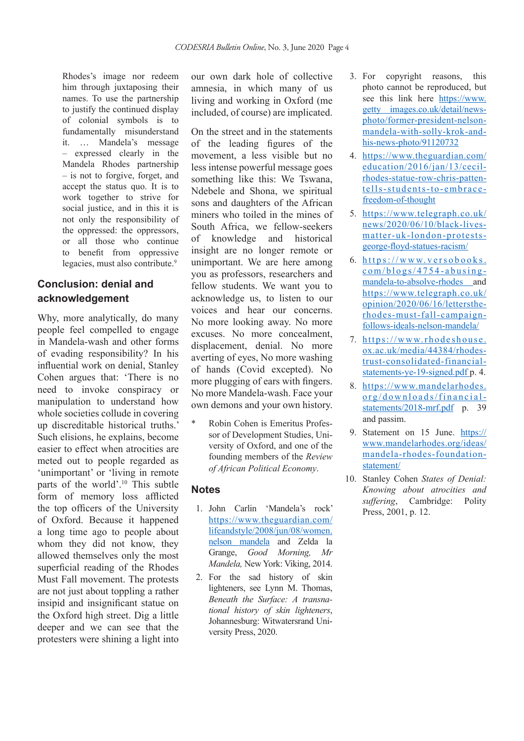Rhodes's image nor redeem him through juxtaposing their names. To use the partnership to justify the continued display of colonial symbols is to fundamentally misunderstand it. … Mandela's message – expressed clearly in the Mandela Rhodes partnership – is not to forgive, forget, and accept the status quo. It is to work together to strive for social justice, and in this it is not only the responsibility of the oppressed: the oppressors, or all those who continue to benefit from oppressive legacies, must also contribute.[9]

## Conclusion: denial and acknowledgement

Why, more analytically, do many people feel compelled to engage in Mandela-wash and other forms of evading responsibility? In his influential work on denial, Stanley Cohen argues that: 'There is no need to invoke conspiracy or manipulation to understand how whole societies collude in covering up discreditable historical truths.' Such elisions, he explains, become easier to effect when atrocities are meted out to people regarded as 'unimportant' or 'living in remote parts of the world'.[10] This subtle form of memory loss afflicted the top officers of the University of Oxford. Because it happened a long time ago to people about whom they did not know, they allowed themselves only the most superficial reading of the Rhodes Must Fall movement. The protests are not just about toppling a rather insipid and insignificant statue on the Oxford high street. Dig a little deeper and we can see that the protesters were shining a light into our own dark hole of collective amnesia, in which many of us living and working in Oxford (me included, of course) are implicated.

On the street and in the statements of the leading figures of the movement, a less visible but no less intense powerful message goes something like this: We Tswana, Ndebele and Shona, we spiritual sons and daughters of the African miners who toiled in the mines of South Africa, we fellow-seekers of knowledge and historical insight are no longer remote or unimportant. We are here among you as professors, researchers and fellow students. We want you to acknowledge us, to listen to our voices and hear our concerns. No more looking away. No more excuses. No more concealment, displacement, denial. No more averting of eyes, No more washing of hands (Covid excepted). No more plugging of ears with fingers. No more Mandela-wash. Face your own demons and your own history.

\* Robin Cohen is Emeritus Professor of Development Studies, University of Oxford, and one of the founding members of the *Review of African Political Economy*.

## Notes

1. John Carlin 'Mandela's rock' https://www.theguardian.com/lifeandstyle/2008/jun/08/women.nelson mandela and Zelda la Grange, *Good Morning, Mr Mandela,* New York: Viking, 2014.
2. For the sad history of skin lighteners, see Lynn M. Thomas, *Beneath the Surface: A transnational history of skin lighteners*, Johannesburg: Witwatersrand University Press, 2020.
3. For copyright reasons, this photo cannot be reproduced, but see this link here https://www.getty images.co.uk/detail/news-photo/former-president-nelson-mandela-with-solly-krok-and-his-news-photo/91120732
4. https://www.theguardian.com/education/2016/jan/13/cecil-rhodes-statue-row-chris-patten-tells-students-to-embrace-freedom-of-thought
5. https://www.telegraph.co.uk/news/2020/06/10/black-lives-matter-uk-london-protests-george-floyd-statues-racism/
6. https://www.versobooks.com/blogs/4754-abusing-mandela-to-absolve-rhodes and https://www.telegraph.co.uk/opinion/2020/06/16/lettersthe-rhodes-must-fall-campaign-follows-ideals-nelson-mandela/
7. https://www.rhodeshouse.ox.ac.uk/media/44384/rhodes-trust-consolidated-financial-statements-ye-19-signed.pdf p. 4.
8. https://www.mandelarhodes.org/downloads/financial-statements/2018-mrf.pdf p. 39 and passim.
9. Statement on 15 June. https://www.mandelarhodes.org/ideas/mandela-rhodes-foundation-statement/
10. Stanley Cohen *States of Denial: Knowing about atrocities and suffering*, Cambridge: Polity Press, 2001, p. 12.